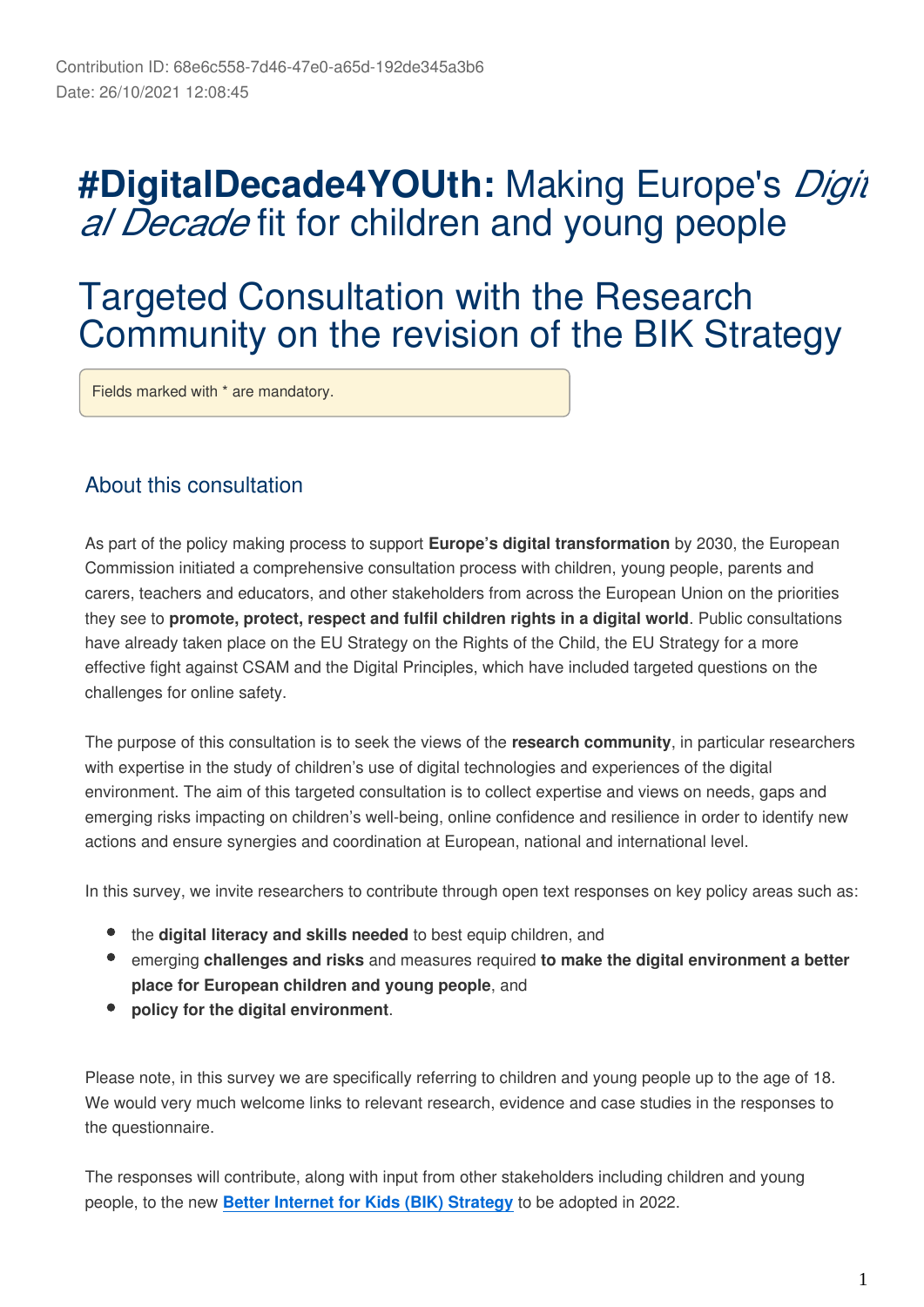Contribution ID: 68e6c558-7d46-47e0-a65d-192de345a3b6
Date: 26/10/2021 12:08:45

# **#DigitalDecade4YOUth:** Making Europe's *Digital Decade* fit for children and young people

# Targeted Consultation with the Research Community on the revision of the BIK Strategy

Fields marked with * are mandatory.

## About this consultation

As part of the policy making process to support **Europe's digital transformation** by 2030, the European Commission initiated a comprehensive consultation process with children, young people, parents and carers, teachers and educators, and other stakeholders from across the European Union on the priorities they see to **promote, protect, respect and fulfil children rights in a digital world**. Public consultations have already taken place on the EU Strategy on the Rights of the Child, the EU Strategy for a more effective fight against CSAM and the Digital Principles, which have included targeted questions on the challenges for online safety.

The purpose of this consultation is to seek the views of the **research community**, in particular researchers with expertise in the study of children's use of digital technologies and experiences of the digital environment. The aim of this targeted consultation is to collect expertise and views on needs, gaps and emerging risks impacting on children's well-being, online confidence and resilience in order to identify new actions and ensure synergies and coordination at European, national and international level.

In this survey, we invite researchers to contribute through open text responses on key policy areas such as:

- the **digital literacy and skills needed** to best equip children, and
- emerging **challenges and risks** and measures required **to make the digital environment a better place for European children and young people**, and
- **policy for the digital environment**.

Please note, in this survey we are specifically referring to children and young people up to the age of 18. We would very much welcome links to relevant research, evidence and case studies in the responses to the questionnaire.

The responses will contribute, along with input from other stakeholders including children and young people, to the new **Better Internet for Kids (BIK) Strategy** to be adopted in 2022.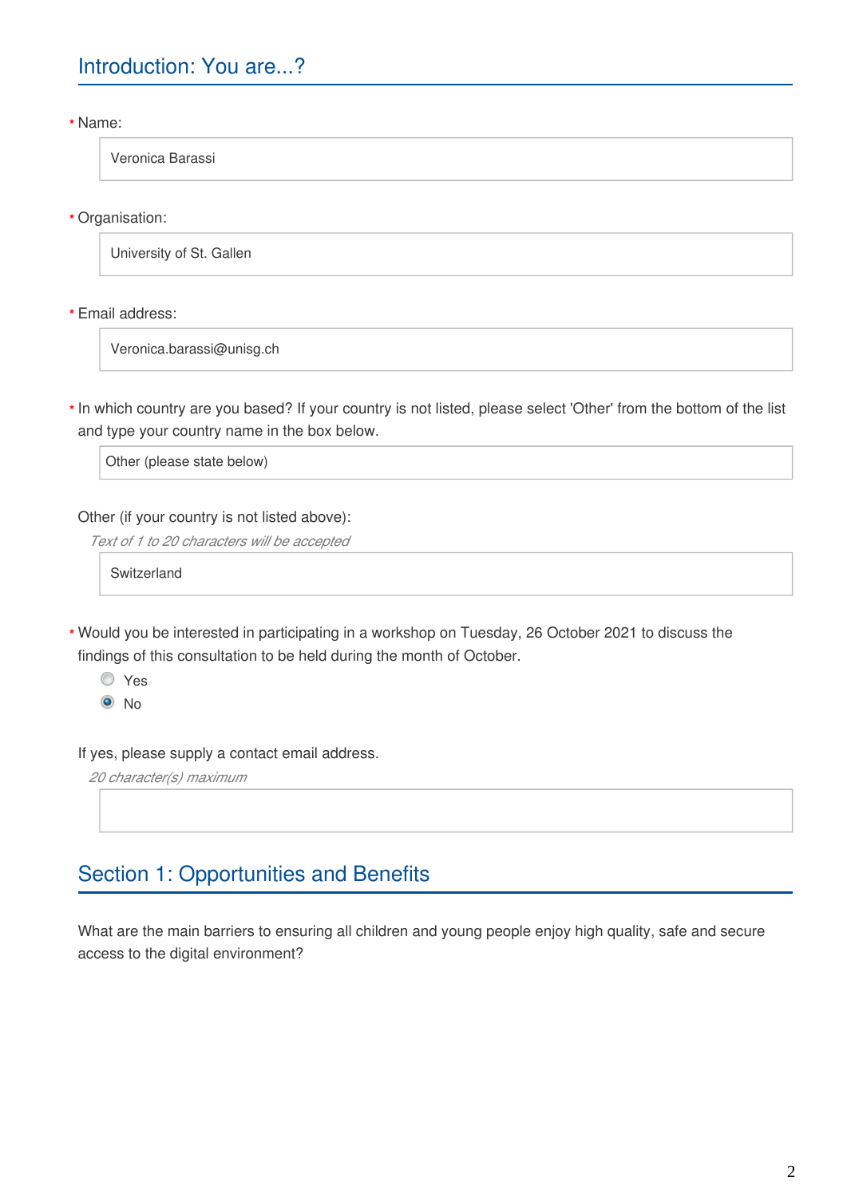## Introduction: You are...?

\* Name:

Veronica Barassi

\* Organisation:

University of St. Gallen

\* Email address:

Veronica.barassi@unisg.ch

\* In which country are you based? If your country is not listed, please select 'Other' from the bottom of the list and type your country name in the box below.

Other (please state below)

Other (if your country is not listed above):

*Text of 1 to 20 characters will be accepted*

Switzerland

\* Would you be interested in participating in a workshop on Tuesday, 26 October 2021 to discuss the findings of this consultation to be held during the month of October.

- ○ Yes
- ● No

If yes, please supply a contact email address.

*20 character(s) maximum*

## Section 1: Opportunities and Benefits

What are the main barriers to ensuring all children and young people enjoy high quality, safe and secure access to the digital environment?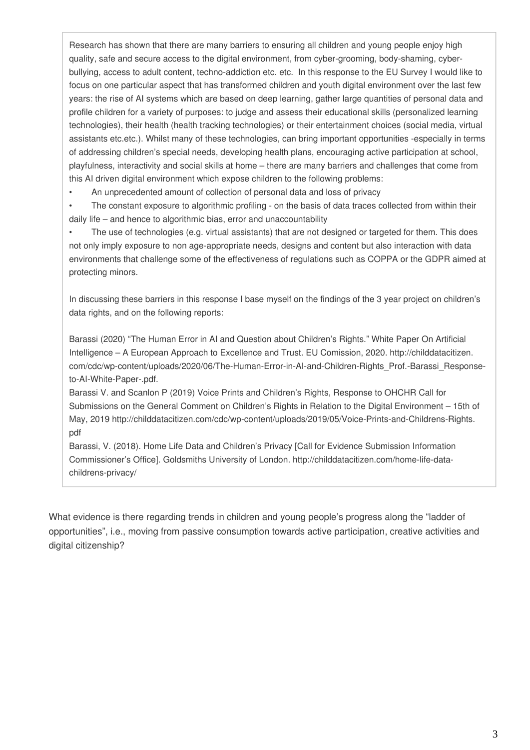Research has shown that there are many barriers to ensuring all children and young people enjoy high quality, safe and secure access to the digital environment, from cyber-grooming, body-shaming, cyber-bullying, access to adult content, techno-addiction etc. etc. In this response to the EU Survey I would like to focus on one particular aspect that has transformed children and youth digital environment over the last few years: the rise of AI systems which are based on deep learning, gather large quantities of personal data and profile children for a variety of purposes: to judge and assess their educational skills (personalized learning technologies), their health (health tracking technologies) or their entertainment choices (social media, virtual assistants etc.etc.). Whilst many of these technologies, can bring important opportunities -especially in terms of addressing children's special needs, developing health plans, encouraging active participation at school, playfulness, interactivity and social skills at home – there are many barriers and challenges that come from this AI driven digital environment which expose children to the following problems:

- An unprecedented amount of collection of personal data and loss of privacy
- The constant exposure to algorithmic profiling - on the basis of data traces collected from within their daily life – and hence to algorithmic bias, error and unaccountability
- The use of technologies (e.g. virtual assistants) that are not designed or targeted for them. This does not only imply exposure to non age-appropriate needs, designs and content but also interaction with data environments that challenge some of the effectiveness of regulations such as COPPA or the GDPR aimed at protecting minors.

In discussing these barriers in this response I base myself on the findings of the 3 year project on children's data rights, and on the following reports:

Barassi (2020) "The Human Error in AI and Question about Children's Rights." White Paper On Artificial Intelligence – A European Approach to Excellence and Trust. EU Comission, 2020. http://childdatacitizen.com/cdc/wp-content/uploads/2020/06/The-Human-Error-in-AI-and-Children-Rights_Prof.-Barassi_Response-to-AI-White-Paper-.pdf.
Barassi V. and Scanlon P (2019) Voice Prints and Children's Rights, Response to OHCHR Call for Submissions on the General Comment on Children's Rights in Relation to the Digital Environment – 15th of May, 2019 http://childdatacitizen.com/cdc/wp-content/uploads/2019/05/Voice-Prints-and-Childrens-Rights.pdf
Barassi, V. (2018). Home Life Data and Children's Privacy [Call for Evidence Submission Information Commissioner's Office]. Goldsmiths University of London. http://childdatacitizen.com/home-life-data-childrens-privacy/

What evidence is there regarding trends in children and young people's progress along the "ladder of opportunities", i.e., moving from passive consumption towards active participation, creative activities and digital citizenship?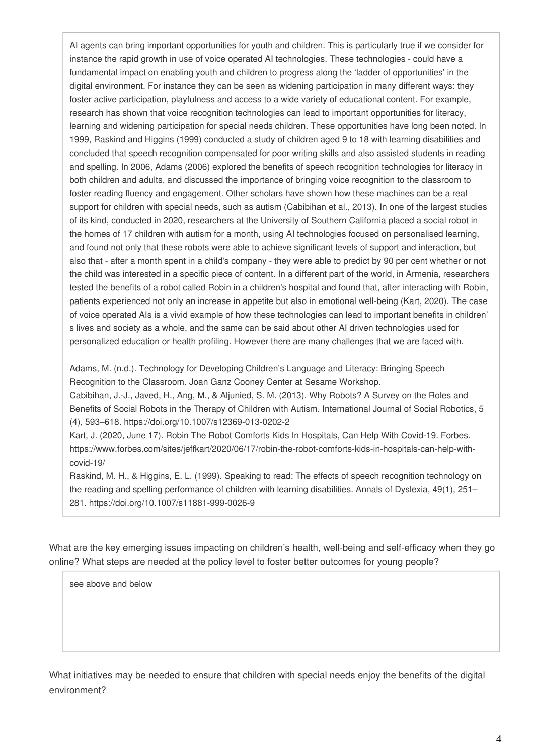AI agents can bring important opportunities for youth and children. This is particularly true if we consider for instance the rapid growth in use of voice operated AI technologies. These technologies - could have a fundamental impact on enabling youth and children to progress along the 'ladder of opportunities' in the digital environment. For instance they can be seen as widening participation in many different ways: they foster active participation, playfulness and access to a wide variety of educational content. For example, research has shown that voice recognition technologies can lead to important opportunities for literacy, learning and widening participation for special needs children. These opportunities have long been noted. In 1999, Raskind and Higgins (1999) conducted a study of children aged 9 to 18 with learning disabilities and concluded that speech recognition compensated for poor writing skills and also assisted students in reading and spelling. In 2006, Adams (2006) explored the benefits of speech recognition technologies for literacy in both children and adults, and discussed the importance of bringing voice recognition to the classroom to foster reading fluency and engagement. Other scholars have shown how these machines can be a real support for children with special needs, such as autism (Cabibihan et al., 2013). In one of the largest studies of its kind, conducted in 2020, researchers at the University of Southern California placed a social robot in the homes of 17 children with autism for a month, using AI technologies focused on personalised learning, and found not only that these robots were able to achieve significant levels of support and interaction, but also that - after a month spent in a child's company - they were able to predict by 90 per cent whether or not the child was interested in a specific piece of content. In a different part of the world, in Armenia, researchers tested the benefits of a robot called Robin in a children's hospital and found that, after interacting with Robin, patients experienced not only an increase in appetite but also in emotional well-being (Kart, 2020). The case of voice operated AIs is a vivid example of how these technologies can lead to important benefits in children' s lives and society as a whole, and the same can be said about other AI driven technologies used for personalized education or health profiling. However there are many challenges that we are faced with.

Adams, M. (n.d.). Technology for Developing Children's Language and Literacy: Bringing Speech Recognition to the Classroom. Joan Ganz Cooney Center at Sesame Workshop.
Cabibihan, J.-J., Javed, H., Ang, M., & Aljunied, S. M. (2013). Why Robots? A Survey on the Roles and Benefits of Social Robots in the Therapy of Children with Autism. International Journal of Social Robotics, 5 (4), 593–618. https://doi.org/10.1007/s12369-013-0202-2
Kart, J. (2020, June 17). Robin The Robot Comforts Kids In Hospitals, Can Help With Covid-19. Forbes. https://www.forbes.com/sites/jeffkart/2020/06/17/robin-the-robot-comforts-kids-in-hospitals-can-help-with-covid-19/
Raskind, M. H., & Higgins, E. L. (1999). Speaking to read: The effects of speech recognition technology on the reading and spelling performance of children with learning disabilities. Annals of Dyslexia, 49(1), 251–281. https://doi.org/10.1007/s11881-999-0026-9

What are the key emerging issues impacting on children's health, well-being and self-efficacy when they go online? What steps are needed at the policy level to foster better outcomes for young people?

see above and below

What initiatives may be needed to ensure that children with special needs enjoy the benefits of the digital environment?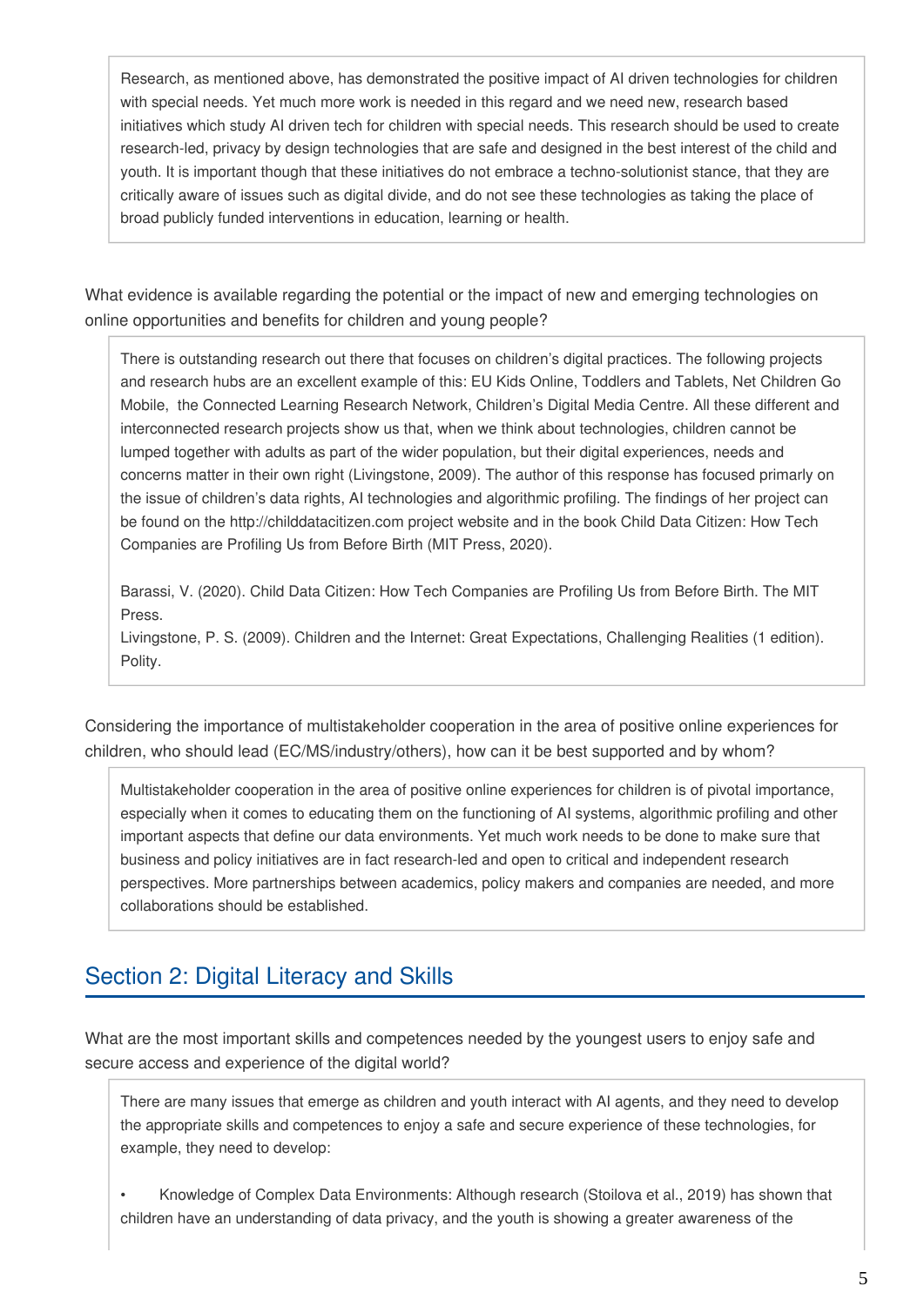Research, as mentioned above, has demonstrated the positive impact of AI driven technologies for children with special needs. Yet much more work is needed in this regard and we need new, research based initiatives which study AI driven tech for children with special needs. This research should be used to create research-led, privacy by design technologies that are safe and designed in the best interest of the child and youth. It is important though that these initiatives do not embrace a techno-solutionist stance, that they are critically aware of issues such as digital divide, and do not see these technologies as taking the place of broad publicly funded interventions in education, learning or health.

What evidence is available regarding the potential or the impact of new and emerging technologies on online opportunities and benefits for children and young people?

There is outstanding research out there that focuses on children's digital practices. The following projects and research hubs are an excellent example of this: EU Kids Online, Toddlers and Tablets, Net Children Go Mobile, the Connected Learning Research Network, Children's Digital Media Centre. All these different and interconnected research projects show us that, when we think about technologies, children cannot be lumped together with adults as part of the wider population, but their digital experiences, needs and concerns matter in their own right (Livingstone, 2009). The author of this response has focused primarily on the issue of children's data rights, AI technologies and algorithmic profiling. The findings of her project can be found on the http://childdatacitizen.com project website and in the book Child Data Citizen: How Tech Companies are Profiling Us from Before Birth (MIT Press, 2020).

Barassi, V. (2020). Child Data Citizen: How Tech Companies are Profiling Us from Before Birth. The MIT Press.
Livingstone, P. S. (2009). Children and the Internet: Great Expectations, Challenging Realities (1 edition). Polity.

Considering the importance of multistakeholder cooperation in the area of positive online experiences for children, who should lead (EC/MS/industry/others), how can it be best supported and by whom?

Multistakeholder cooperation in the area of positive online experiences for children is of pivotal importance, especially when it comes to educating them on the functioning of AI systems, algorithmic profiling and other important aspects that define our data environments. Yet much work needs to be done to make sure that business and policy initiatives are in fact research-led and open to critical and independent research perspectives. More partnerships between academics, policy makers and companies are needed, and more collaborations should be established.

## Section 2: Digital Literacy and Skills

What are the most important skills and competences needed by the youngest users to enjoy safe and secure access and experience of the digital world?

There are many issues that emerge as children and youth interact with AI agents, and they need to develop the appropriate skills and competences to enjoy a safe and secure experience of these technologies, for example, they need to develop:

- Knowledge of Complex Data Environments: Although research (Stoilova et al., 2019) has shown that children have an understanding of data privacy, and the youth is showing a greater awareness of the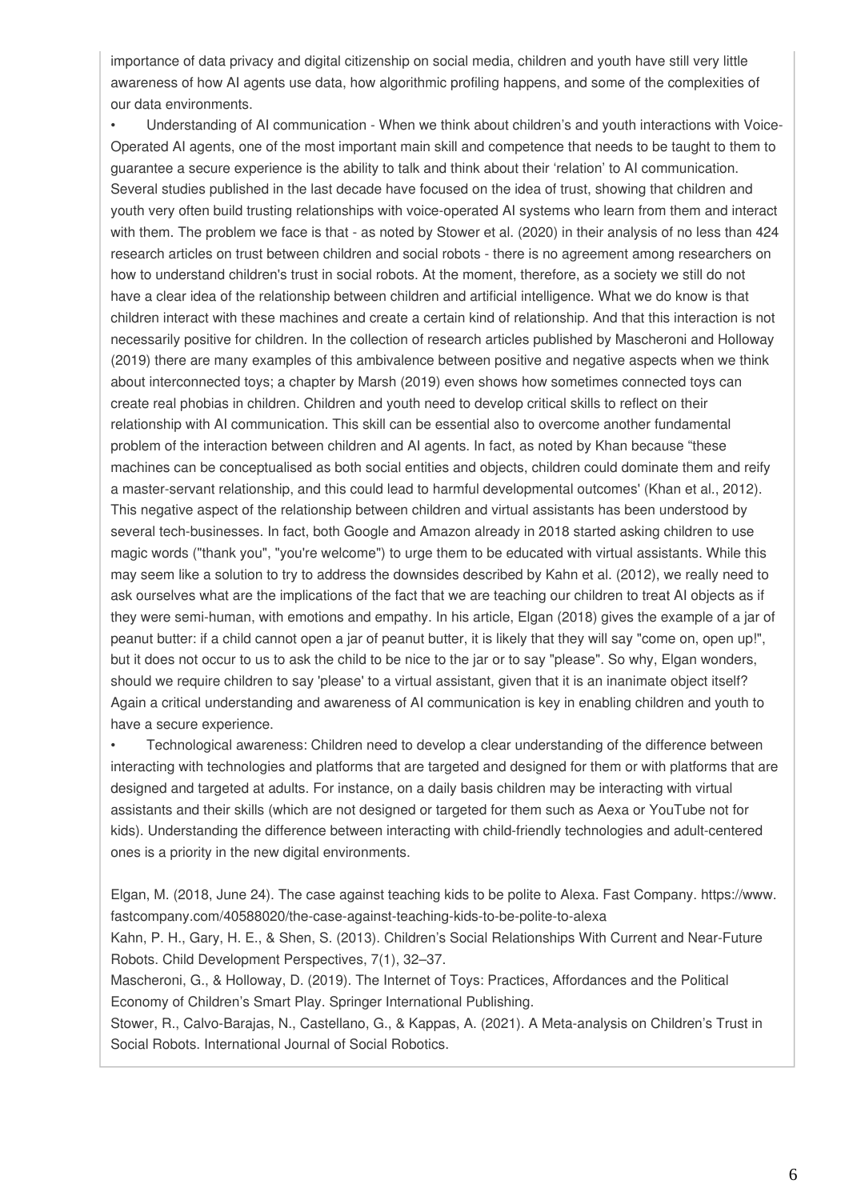importance of data privacy and digital citizenship on social media, children and youth have still very little awareness of how AI agents use data, how algorithmic profiling happens, and some of the complexities of our data environments.

- Understanding of AI communication - When we think about children's and youth interactions with Voice-Operated AI agents, one of the most important main skill and competence that needs to be taught to them to guarantee a secure experience is the ability to talk and think about their 'relation' to AI communication. Several studies published in the last decade have focused on the idea of trust, showing that children and youth very often build trusting relationships with voice-operated AI systems who learn from them and interact with them. The problem we face is that - as noted by Stower et al. (2020) in their analysis of no less than 424 research articles on trust between children and social robots - there is no agreement among researchers on how to understand children's trust in social robots. At the moment, therefore, as a society we still do not have a clear idea of the relationship between children and artificial intelligence. What we do know is that children interact with these machines and create a certain kind of relationship. And that this interaction is not necessarily positive for children. In the collection of research articles published by Mascheroni and Holloway (2019) there are many examples of this ambivalence between positive and negative aspects when we think about interconnected toys; a chapter by Marsh (2019) even shows how sometimes connected toys can create real phobias in children. Children and youth need to develop critical skills to reflect on their relationship with AI communication. This skill can be essential also to overcome another fundamental problem of the interaction between children and AI agents. In fact, as noted by Khan because "these machines can be conceptualised as both social entities and objects, children could dominate them and reify a master-servant relationship, and this could lead to harmful developmental outcomes' (Khan et al., 2012). This negative aspect of the relationship between children and virtual assistants has been understood by several tech-businesses. In fact, both Google and Amazon already in 2018 started asking children to use magic words ("thank you", "you're welcome") to urge them to be educated with virtual assistants. While this may seem like a solution to try to address the downsides described by Kahn et al. (2012), we really need to ask ourselves what are the implications of the fact that we are teaching our children to treat AI objects as if they were semi-human, with emotions and empathy. In his article, Elgan (2018) gives the example of a jar of peanut butter: if a child cannot open a jar of peanut butter, it is likely that they will say "come on, open up!", but it does not occur to us to ask the child to be nice to the jar or to say "please". So why, Elgan wonders, should we require children to say 'please' to a virtual assistant, given that it is an inanimate object itself? Again a critical understanding and awareness of AI communication is key in enabling children and youth to have a secure experience.
- Technological awareness: Children need to develop a clear understanding of the difference between interacting with technologies and platforms that are targeted and designed for them or with platforms that are designed and targeted at adults. For instance, on a daily basis children may be interacting with virtual assistants and their skills (which are not designed or targeted for them such as Aexa or YouTube not for kids). Understanding the difference between interacting with child-friendly technologies and adult-centered ones is a priority in the new digital environments.

Elgan, M. (2018, June 24). The case against teaching kids to be polite to Alexa. Fast Company. https://www.fastcompany.com/40588020/the-case-against-teaching-kids-to-be-polite-to-alexa

Kahn, P. H., Gary, H. E., & Shen, S. (2013). Children's Social Relationships With Current and Near-Future Robots. Child Development Perspectives, 7(1), 32–37.

Mascheroni, G., & Holloway, D. (2019). The Internet of Toys: Practices, Affordances and the Political Economy of Children's Smart Play. Springer International Publishing.

Stower, R., Calvo-Barajas, N., Castellano, G., & Kappas, A. (2021). A Meta-analysis on Children's Trust in Social Robots. International Journal of Social Robotics.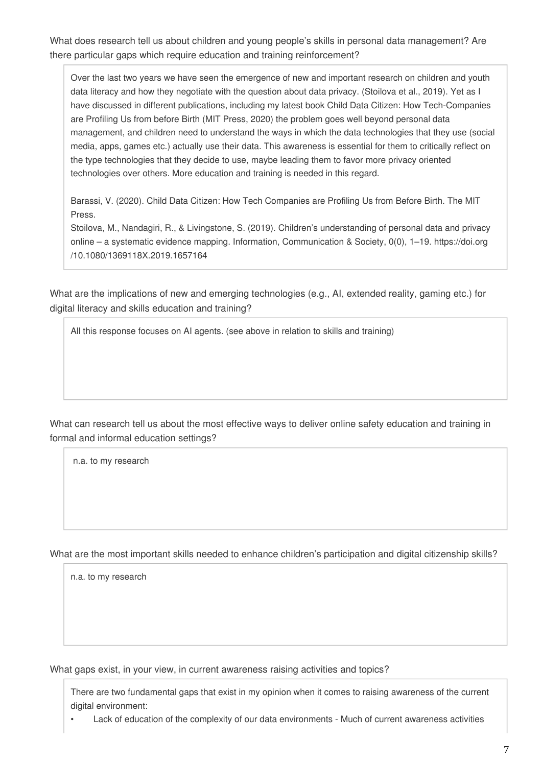What does research tell us about children and young people's skills in personal data management? Are there particular gaps which require education and training reinforcement?

Over the last two years we have seen the emergence of new and important research on children and youth data literacy and how they negotiate with the question about data privacy. (Stoilova et al., 2019). Yet as I have discussed in different publications, including my latest book Child Data Citizen: How Tech-Companies are Profiling Us from before Birth (MIT Press, 2020) the problem goes well beyond personal data management, and children need to understand the ways in which the data technologies that they use (social media, apps, games etc.) actually use their data. This awareness is essential for them to critically reflect on the type technologies that they decide to use, maybe leading them to favor more privacy oriented technologies over others. More education and training is needed in this regard.

Barassi, V. (2020). Child Data Citizen: How Tech Companies are Profiling Us from Before Birth. The MIT Press.
Stoilova, M., Nandagiri, R., & Livingstone, S. (2019). Children's understanding of personal data and privacy online – a systematic evidence mapping. Information, Communication & Society, 0(0), 1–19. https://doi.org/10.1080/1369118X.2019.1657164

What are the implications of new and emerging technologies (e.g., AI, extended reality, gaming etc.) for digital literacy and skills education and training?

All this response focuses on AI agents. (see above in relation to skills and training)

What can research tell us about the most effective ways to deliver online safety education and training in formal and informal education settings?

n.a. to my research

What are the most important skills needed to enhance children's participation and digital citizenship skills?

n.a. to my research

What gaps exist, in your view, in current awareness raising activities and topics?

There are two fundamental gaps that exist in my opinion when it comes to raising awareness of the current digital environment:

- Lack of education of the complexity of our data environments - Much of current awareness activities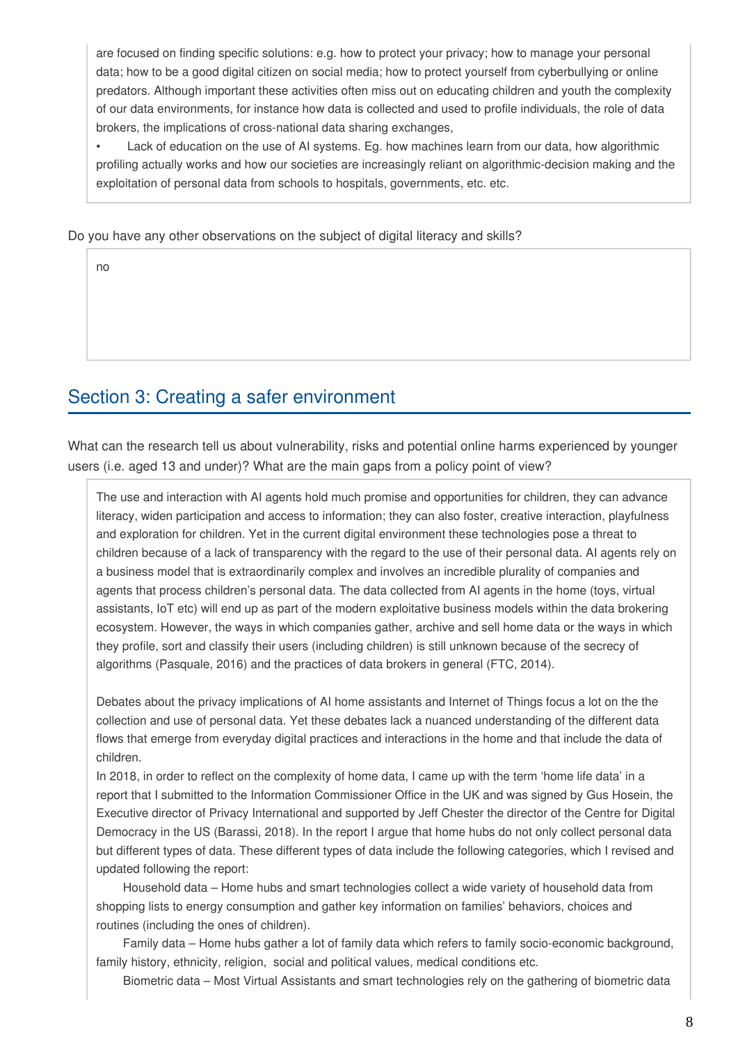are focused on finding specific solutions: e.g. how to protect your privacy; how to manage your personal data; how to be a good digital citizen on social media; how to protect yourself from cyberbullying or online predators. Although important these activities often miss out on educating children and youth the complexity of our data environments, for instance how data is collected and used to profile individuals, the role of data brokers, the implications of cross-national data sharing exchanges,

• Lack of education on the use of AI systems. Eg. how machines learn from our data, how algorithmic profiling actually works and how our societies are increasingly reliant on algorithmic-decision making and the exploitation of personal data from schools to hospitals, governments, etc. etc.

Do you have any other observations on the subject of digital literacy and skills?

no

## Section 3: Creating a safer environment

What can the research tell us about vulnerability, risks and potential online harms experienced by younger users (i.e. aged 13 and under)? What are the main gaps from a policy point of view?

The use and interaction with AI agents hold much promise and opportunities for children, they can advance literacy, widen participation and access to information; they can also foster, creative interaction, playfulness and exploration for children. Yet in the current digital environment these technologies pose a threat to children because of a lack of transparency with the regard to the use of their personal data. AI agents rely on a business model that is extraordinarily complex and involves an incredible plurality of companies and agents that process children's personal data. The data collected from AI agents in the home (toys, virtual assistants, IoT etc) will end up as part of the modern exploitative business models within the data brokering ecosystem. However, the ways in which companies gather, archive and sell home data or the ways in which they profile, sort and classify their users (including children) is still unknown because of the secrecy of algorithms (Pasquale, 2016) and the practices of data brokers in general (FTC, 2014).

Debates about the privacy implications of AI home assistants and Internet of Things focus a lot on the the collection and use of personal data. Yet these debates lack a nuanced understanding of the different data flows that emerge from everyday digital practices and interactions in the home and that include the data of children.

In 2018, in order to reflect on the complexity of home data, I came up with the term 'home life data' in a report that I submitted to the Information Commissioner Office in the UK and was signed by Gus Hosein, the Executive director of Privacy International and supported by Jeff Chester the director of the Centre for Digital Democracy in the US (Barassi, 2018). In the report I argue that home hubs do not only collect personal data but different types of data. These different types of data include the following categories, which I revised and updated following the report:

Household data – Home hubs and smart technologies collect a wide variety of household data from shopping lists to energy consumption and gather key information on families' behaviors, choices and routines (including the ones of children).

Family data – Home hubs gather a lot of family data which refers to family socio-economic background, family history, ethnicity, religion, social and political values, medical conditions etc.

Biometric data – Most Virtual Assistants and smart technologies rely on the gathering of biometric data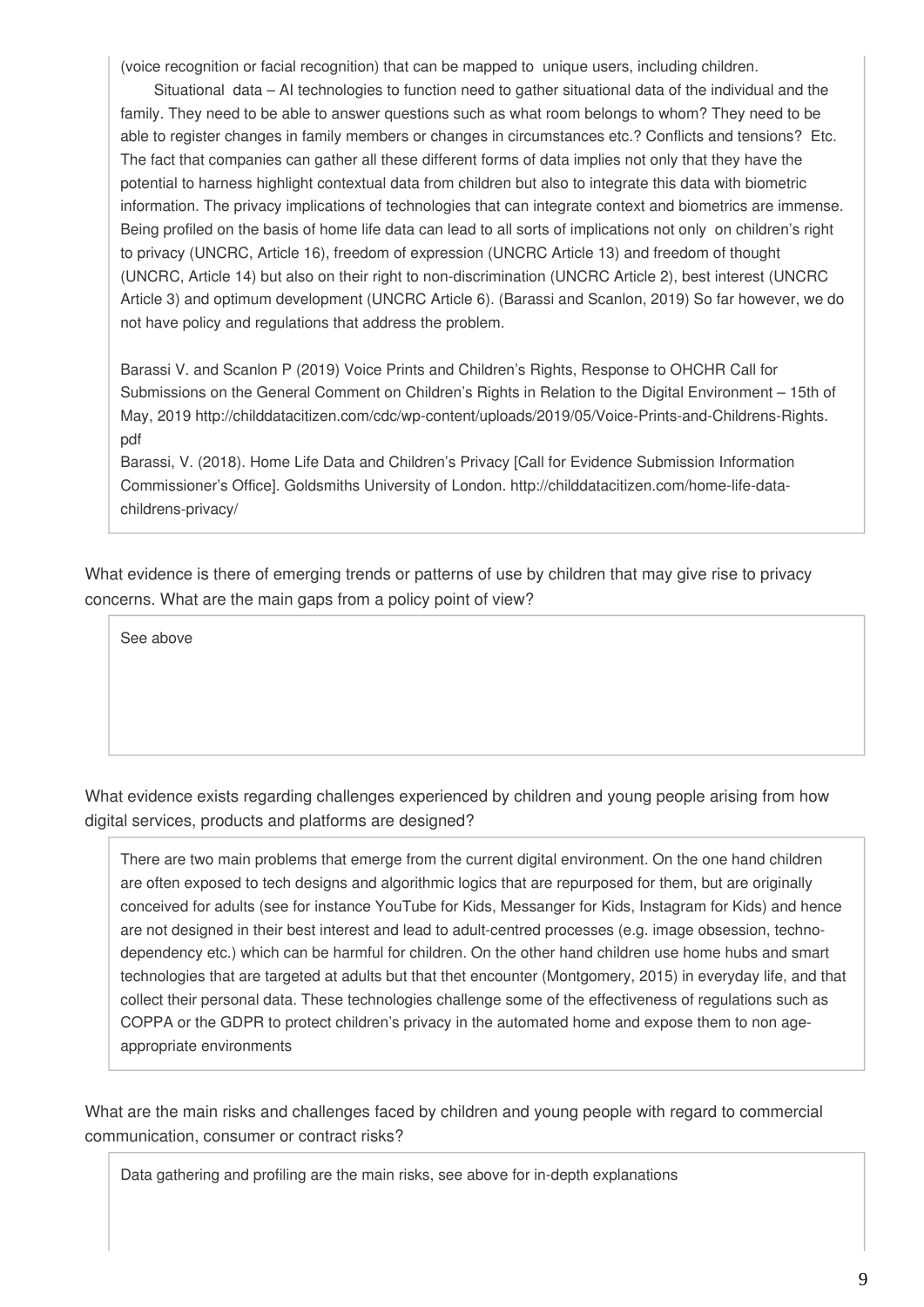(voice recognition or facial recognition) that can be mapped to unique users, including children.

Situational data – AI technologies to function need to gather situational data of the individual and the family. They need to be able to answer questions such as what room belongs to whom? They need to be able to register changes in family members or changes in circumstances etc.? Conflicts and tensions? Etc. The fact that companies can gather all these different forms of data implies not only that they have the potential to harness highlight contextual data from children but also to integrate this data with biometric information. The privacy implications of technologies that can integrate context and biometrics are immense. Being profiled on the basis of home life data can lead to all sorts of implications not only on children's right to privacy (UNCRC, Article 16), freedom of expression (UNCRC Article 13) and freedom of thought (UNCRC, Article 14) but also on their right to non-discrimination (UNCRC Article 2), best interest (UNCRC Article 3) and optimum development (UNCRC Article 6). (Barassi and Scanlon, 2019) So far however, we do not have policy and regulations that address the problem.

Barassi V. and Scanlon P (2019) Voice Prints and Children's Rights, Response to OHCHR Call for Submissions on the General Comment on Children's Rights in Relation to the Digital Environment – 15th of May, 2019 http://childdatacitizen.com/cdc/wp-content/uploads/2019/05/Voice-Prints-and-Childrens-Rights.pdf

Barassi, V. (2018). Home Life Data and Children's Privacy [Call for Evidence Submission Information Commissioner's Office]. Goldsmiths University of London. http://childdatacitizen.com/home-life-data-childrens-privacy/

What evidence is there of emerging trends or patterns of use by children that may give rise to privacy concerns. What are the main gaps from a policy point of view?

See above

What evidence exists regarding challenges experienced by children and young people arising from how digital services, products and platforms are designed?

There are two main problems that emerge from the current digital environment. On the one hand children are often exposed to tech designs and algorithmic logics that are repurposed for them, but are originally conceived for adults (see for instance YouTube for Kids, Messanger for Kids, Instagram for Kids) and hence are not designed in their best interest and lead to adult-centred processes (e.g. image obsession, techno-dependency etc.) which can be harmful for children. On the other hand children use home hubs and smart technologies that are targeted at adults but that thet encounter (Montgomery, 2015) in everyday life, and that collect their personal data. These technologies challenge some of the effectiveness of regulations such as COPPA or the GDPR to protect children's privacy in the automated home and expose them to non age-appropriate environments

What are the main risks and challenges faced by children and young people with regard to commercial communication, consumer or contract risks?

Data gathering and profiling are the main risks, see above for in-depth explanations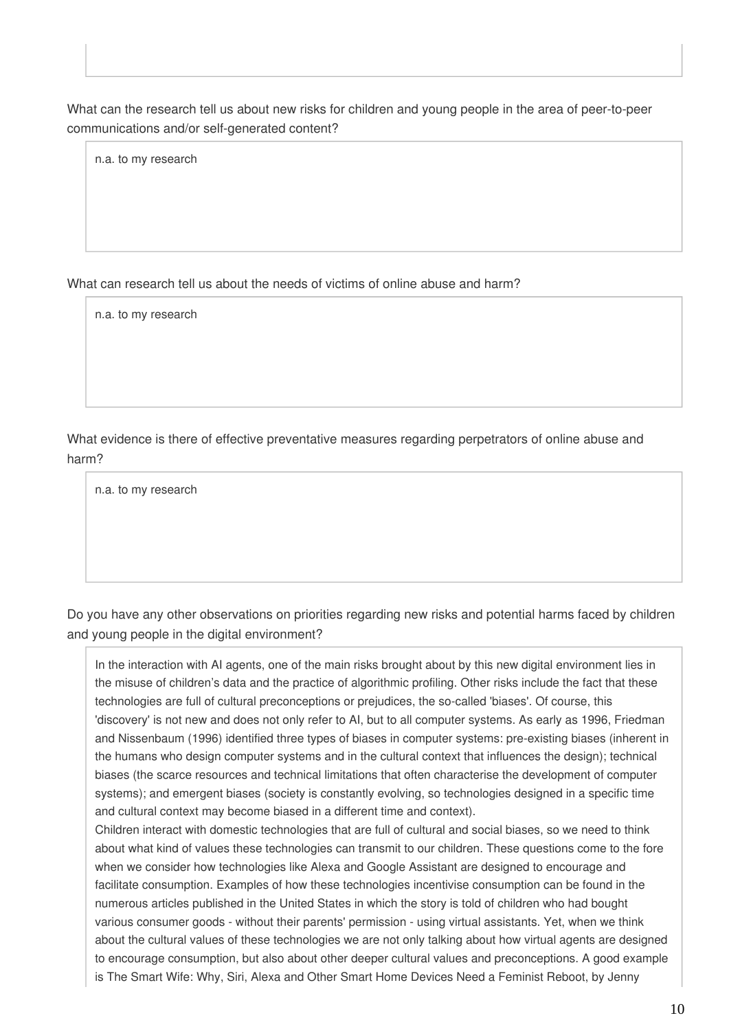What can the research tell us about new risks for children and young people in the area of peer-to-peer communications and/or self-generated content?

n.a. to my research

What can research tell us about the needs of victims of online abuse and harm?

n.a. to my research

What evidence is there of effective preventative measures regarding perpetrators of online abuse and harm?

n.a. to my research

Do you have any other observations on priorities regarding new risks and potential harms faced by children and young people in the digital environment?

In the interaction with AI agents, one of the main risks brought about by this new digital environment lies in the misuse of children's data and the practice of algorithmic profiling. Other risks include the fact that these technologies are full of cultural preconceptions or prejudices, the so-called 'biases'. Of course, this 'discovery' is not new and does not only refer to AI, but to all computer systems. As early as 1996, Friedman and Nissenbaum (1996) identified three types of biases in computer systems: pre-existing biases (inherent in the humans who design computer systems and in the cultural context that influences the design); technical biases (the scarce resources and technical limitations that often characterise the development of computer systems); and emergent biases (society is constantly evolving, so technologies designed in a specific time and cultural context may become biased in a different time and context).
Children interact with domestic technologies that are full of cultural and social biases, so we need to think about what kind of values these technologies can transmit to our children. These questions come to the fore when we consider how technologies like Alexa and Google Assistant are designed to encourage and facilitate consumption. Examples of how these technologies incentivise consumption can be found in the numerous articles published in the United States in which the story is told of children who had bought various consumer goods - without their parents' permission - using virtual assistants. Yet, when we think about the cultural values of these technologies we are not only talking about how virtual agents are designed to encourage consumption, but also about other deeper cultural values and preconceptions. A good example is The Smart Wife: Why, Siri, Alexa and Other Smart Home Devices Need a Feminist Reboot, by Jenny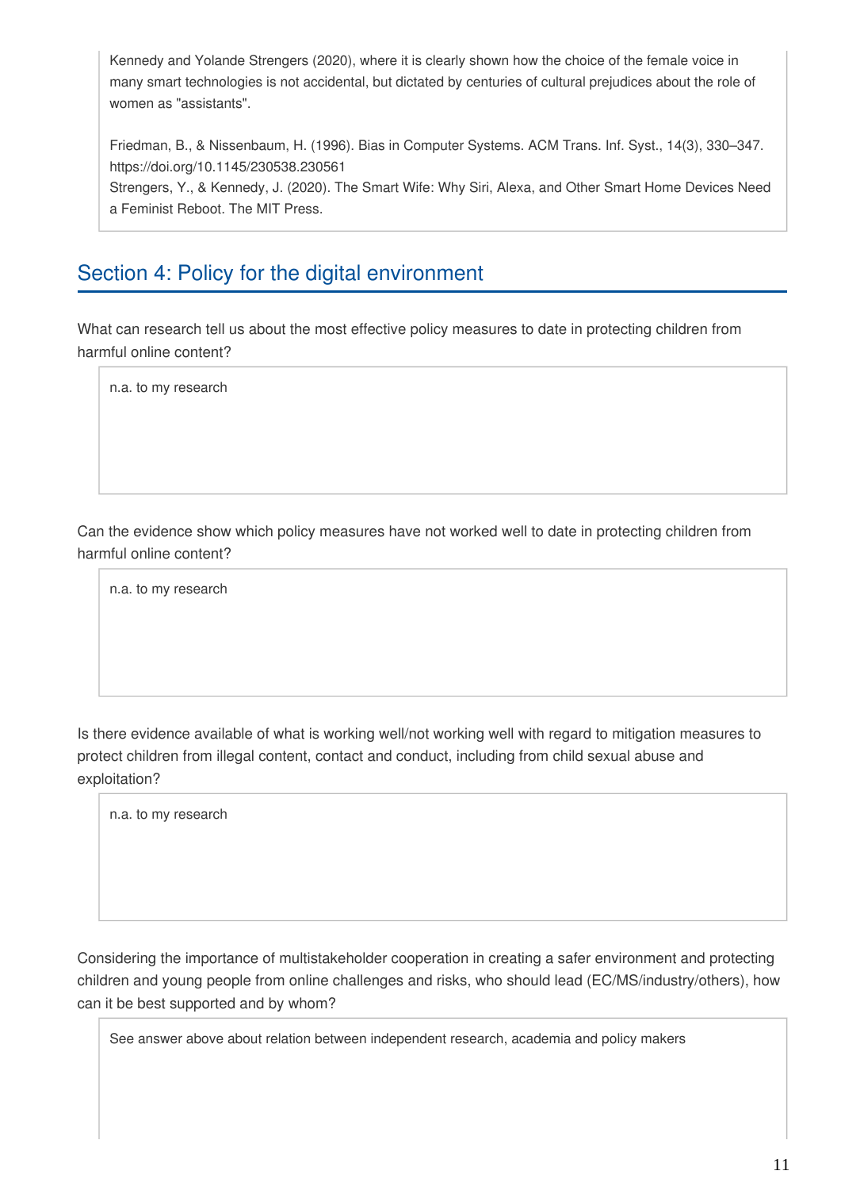Kennedy and Yolande Strengers (2020), where it is clearly shown how the choice of the female voice in many smart technologies is not accidental, but dictated by centuries of cultural prejudices about the role of women as "assistants".

Friedman, B., & Nissenbaum, H. (1996). Bias in Computer Systems. ACM Trans. Inf. Syst., 14(3), 330–347. https://doi.org/10.1145/230538.230561
Strengers, Y., & Kennedy, J. (2020). The Smart Wife: Why Siri, Alexa, and Other Smart Home Devices Need a Feminist Reboot. The MIT Press.

## Section 4: Policy for the digital environment

What can research tell us about the most effective policy measures to date in protecting children from harmful online content?

n.a. to my research

Can the evidence show which policy measures have not worked well to date in protecting children from harmful online content?

n.a. to my research

Is there evidence available of what is working well/not working well with regard to mitigation measures to protect children from illegal content, contact and conduct, including from child sexual abuse and exploitation?

n.a. to my research

Considering the importance of multistakeholder cooperation in creating a safer environment and protecting children and young people from online challenges and risks, who should lead (EC/MS/industry/others), how can it be best supported and by whom?

See answer above about relation between independent research, academia and policy makers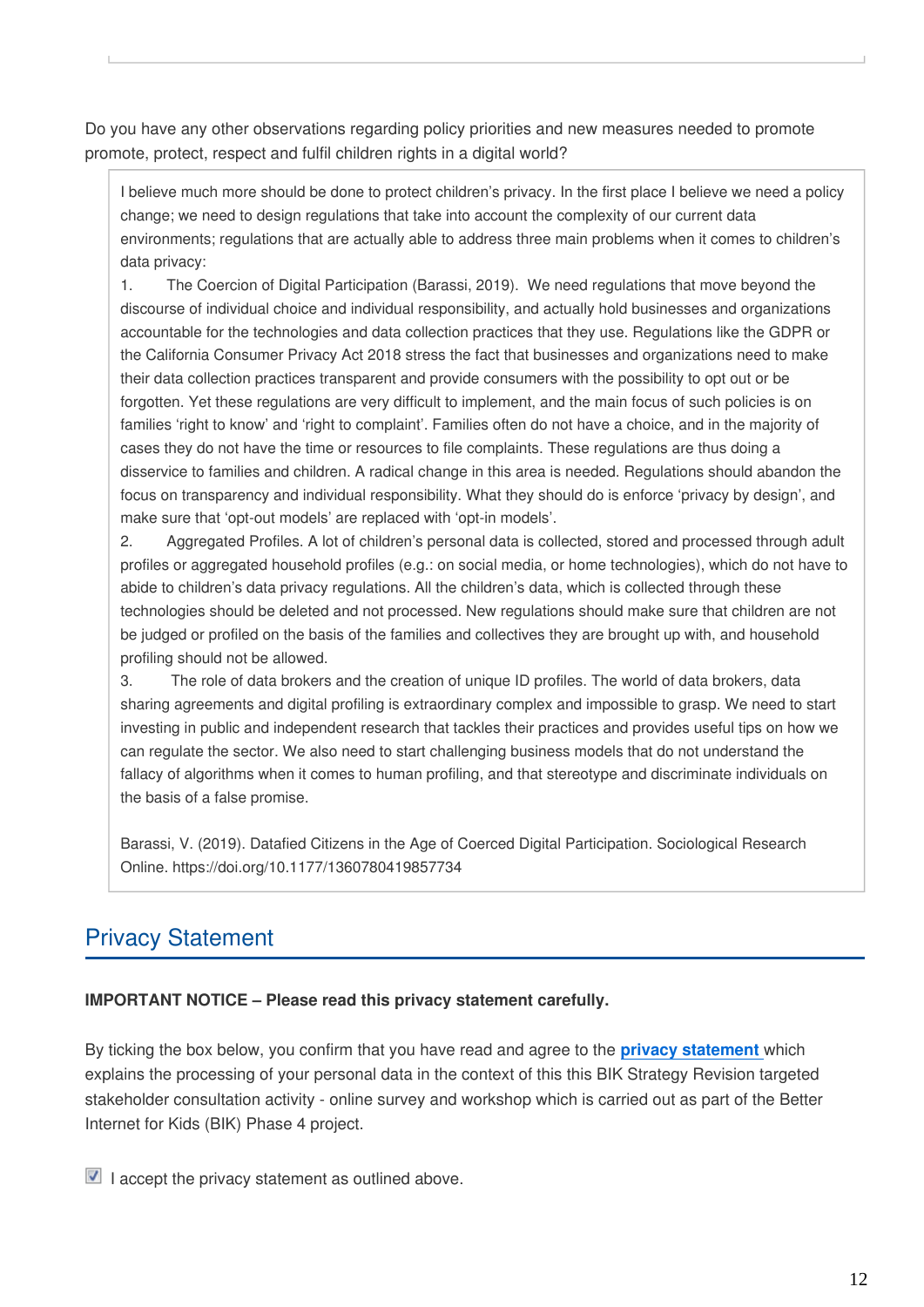Do you have any other observations regarding policy priorities and new measures needed to promote promote, protect, respect and fulfil children rights in a digital world?

I believe much more should be done to protect children's privacy. In the first place I believe we need a policy change; we need to design regulations that take into account the complexity of our current data environments; regulations that are actually able to address three main problems when it comes to children's data privacy:

1. The Coercion of Digital Participation (Barassi, 2019). We need regulations that move beyond the discourse of individual choice and individual responsibility, and actually hold businesses and organizations accountable for the technologies and data collection practices that they use. Regulations like the GDPR or the California Consumer Privacy Act 2018 stress the fact that businesses and organizations need to make their data collection practices transparent and provide consumers with the possibility to opt out or be forgotten. Yet these regulations are very difficult to implement, and the main focus of such policies is on families 'right to know' and 'right to complaint'. Families often do not have a choice, and in the majority of cases they do not have the time or resources to file complaints. These regulations are thus doing a disservice to families and children. A radical change in this area is needed. Regulations should abandon the focus on transparency and individual responsibility. What they should do is enforce 'privacy by design', and make sure that 'opt-out models' are replaced with 'opt-in models'.
2. Aggregated Profiles. A lot of children's personal data is collected, stored and processed through adult profiles or aggregated household profiles (e.g.: on social media, or home technologies), which do not have to abide to children's data privacy regulations. All the children's data, which is collected through these technologies should be deleted and not processed. New regulations should make sure that children are not be judged or profiled on the basis of the families and collectives they are brought up with, and household profiling should not be allowed.
3. The role of data brokers and the creation of unique ID profiles. The world of data brokers, data sharing agreements and digital profiling is extraordinary complex and impossible to grasp. We need to start investing in public and independent research that tackles their practices and provides useful tips on how we can regulate the sector. We also need to start challenging business models that do not understand the fallacy of algorithms when it comes to human profiling, and that stereotype and discriminate individuals on the basis of a false promise.

Barassi, V. (2019). Datafied Citizens in the Age of Coerced Digital Participation. Sociological Research Online. https://doi.org/10.1177/1360780419857734

## Privacy Statement

**IMPORTANT NOTICE – Please read this privacy statement carefully.**

By ticking the box below, you confirm that you have read and agree to the **privacy statement** which explains the processing of your personal data in the context of this this BIK Strategy Revision targeted stakeholder consultation activity - online survey and workshop which is carried out as part of the Better Internet for Kids (BIK) Phase 4 project.

☑ I accept the privacy statement as outlined above.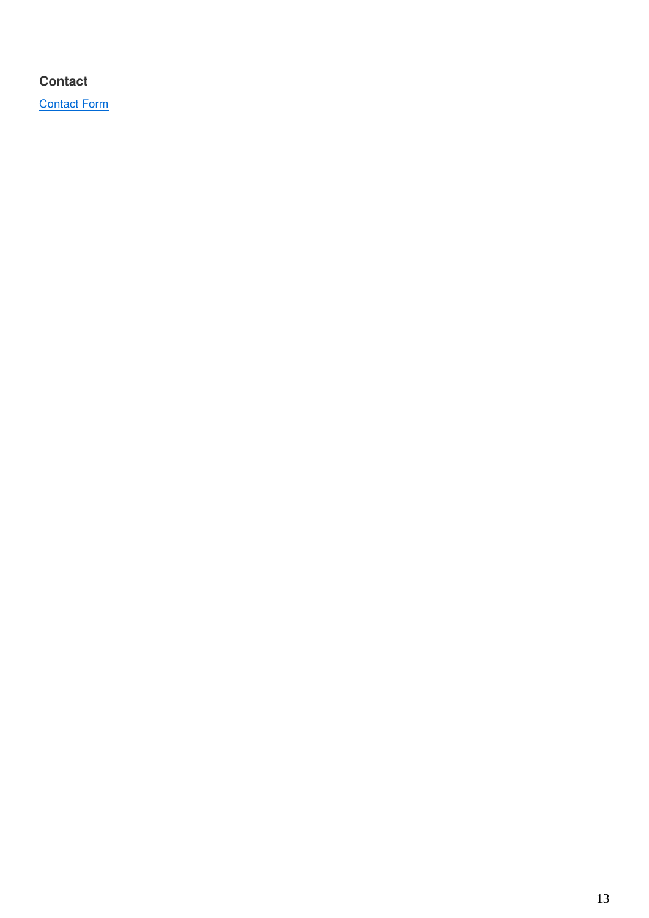### Contact

[Contact Form]